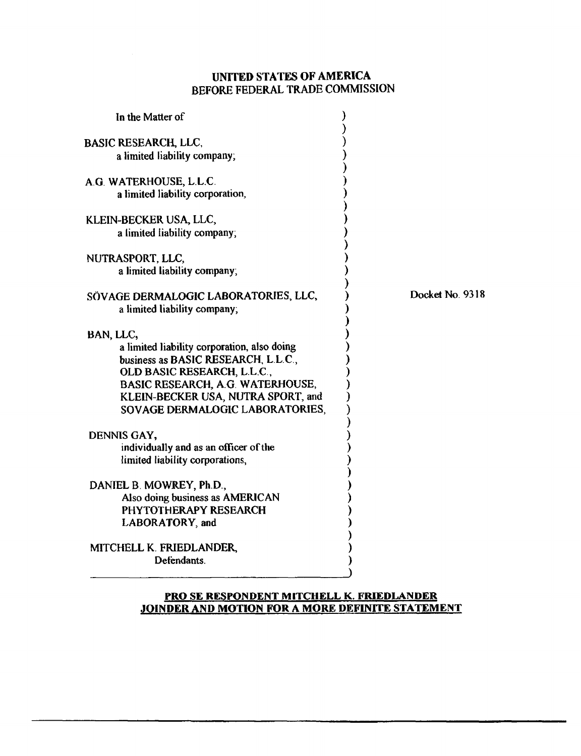**UNITED STATES OF AMERICA**
BEFORE FEDERAL TRADE COMMISSION

In the Matter of

BASIC RESEARCH, LLC,
a limited liability company;

A.G. WATERHOUSE, L.L.C.
a limited liability corporation,

KLEIN-BECKER USA, LLC,
a limited liability company;

NUTRASPORT, LLC,
a limited liability company;

SÖVAGE DERMALOGIC LABORATORIES, LLC,
a limited liability company;

BAN, LLC,
a limited liability corporation, also doing business as BASIC RESEARCH, L.L.C., OLD BASIC RESEARCH, L.L.C., BASIC RESEARCH, A.G. WATERHOUSE, KLEIN-BECKER USA, NUTRA SPORT, and SOVAGE DERMALOGIC LABORATORIES,

DENNIS GAY,
individually and as an officer of the limited liability corporations,

DANIEL B. MOWREY, Ph.D.,
Also doing business as AMERICAN PHYTOTHERAPY RESEARCH LABORATORY, and

MITCHELL K. FRIEDLANDER,
Defendants.

Docket No. 9318

**PRO SE RESPONDENT MITCHELL K. FRIEDLANDER JOINDER AND MOTION FOR A MORE DEFINITE STATEMENT**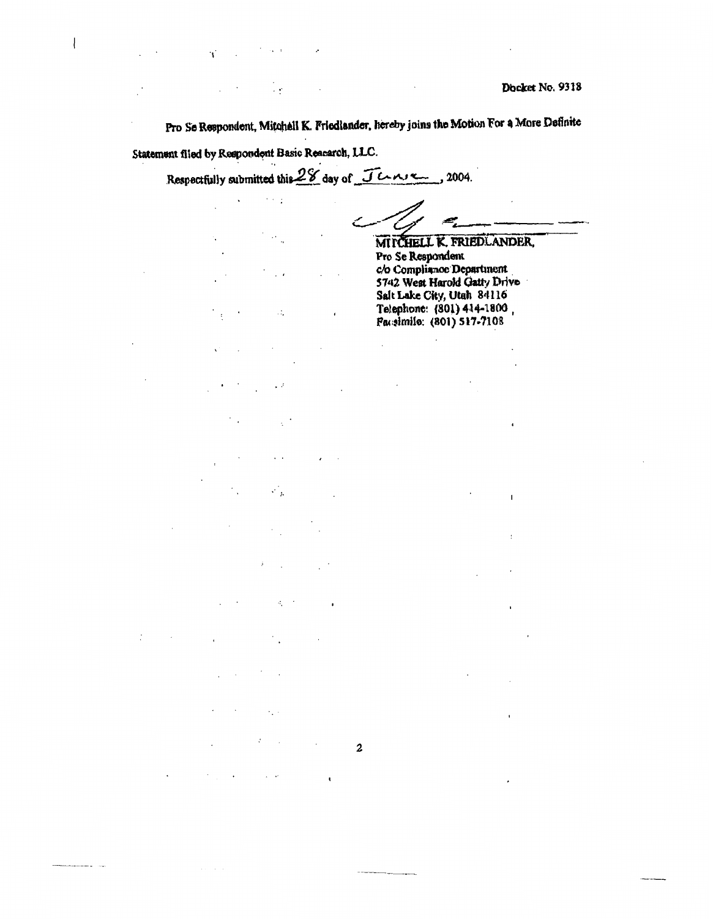Docket No. 9318

Pro Se Respondent, Mitchell K. Friedlander, hereby joins the Motion For a More Definite Statement filed by Respondent Basic Research, LLC.

Respectfully submitted this 28 day of June, 2004.

MITCHELL K. FRIEDLANDER,
Pro Se Respondent
c/o Compliance Department
5742 West Harold Gatty Drive
Salt Lake City, Utah 84116
Telephone: (801) 414-1800
Facsimile: (801) 517-7108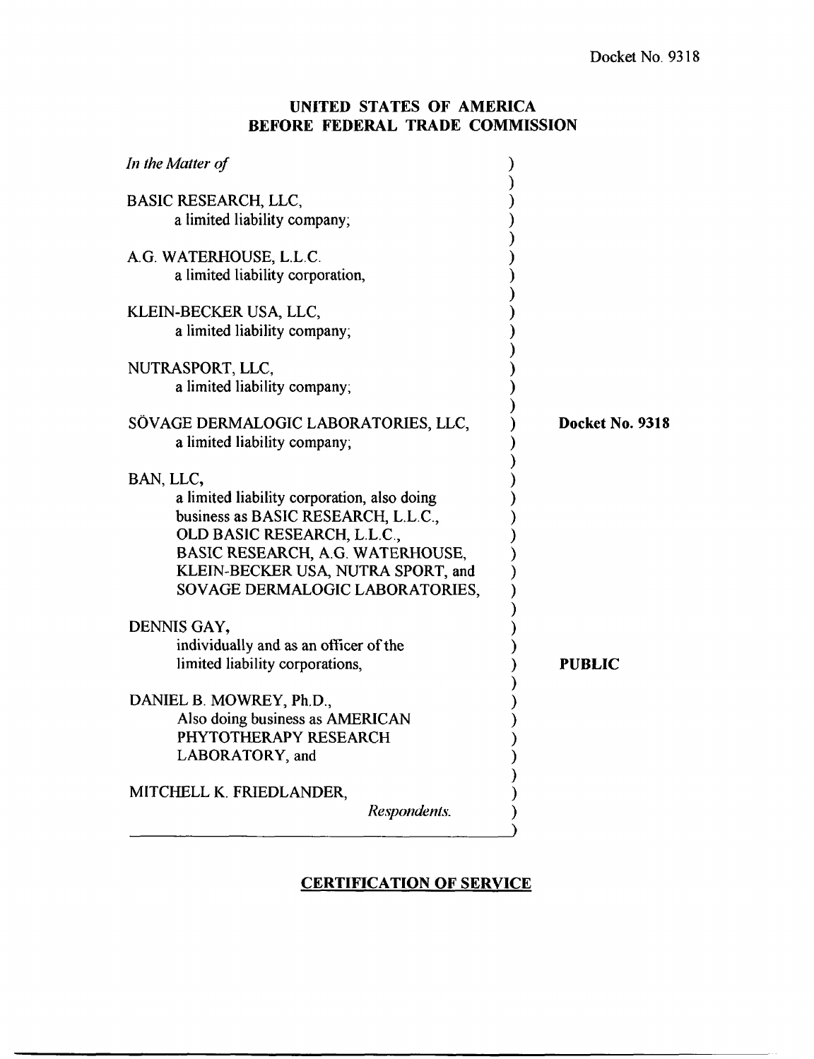Docket No. 9318

**UNITED STATES OF AMERICA**
**BEFORE FEDERAL TRADE COMMISSION**

| | | |
|---|---|---|
| *In the Matter of* | ) | |
| | ) | |
| BASIC RESEARCH, LLC, | ) | |
| a limited liability company; | ) | |
| | ) | |
| A.G. WATERHOUSE, L.L.C. | ) | |
| a limited liability corporation, | ) | |
| | ) | |
| KLEIN-BECKER USA, LLC, | ) | |
| a limited liability company; | ) | |
| | ) | |
| NUTRASPORT, LLC, | ) | |
| a limited liability company; | ) | |
| | ) | |
| SÖVAGE DERMALOGIC LABORATORIES, LLC, | ) | **Docket No. 9318** |
| a limited liability company; | ) | |
| | ) | |
| BAN, LLC, | ) | |
| a limited liability corporation, also doing business as BASIC RESEARCH, L.L.C., OLD BASIC RESEARCH, L.L.C., BASIC RESEARCH, A.G. WATERHOUSE, KLEIN-BECKER USA, NUTRA SPORT, and SOVAGE DERMALOGIC LABORATORIES, | ) | |
| | ) | |
| DENNIS GAY, | ) | |
| individually and as an officer of the limited liability corporations, | ) | **PUBLIC** |
| | ) | |
| DANIEL B. MOWREY, Ph.D., | ) | |
| Also doing business as AMERICAN PHYTOTHERAPY RESEARCH LABORATORY, and | ) | |
| | ) | |
| MITCHELL K. FRIEDLANDER, | ) | |
| *Respondents.* | ) | |

## CERTIFICATION OF SERVICE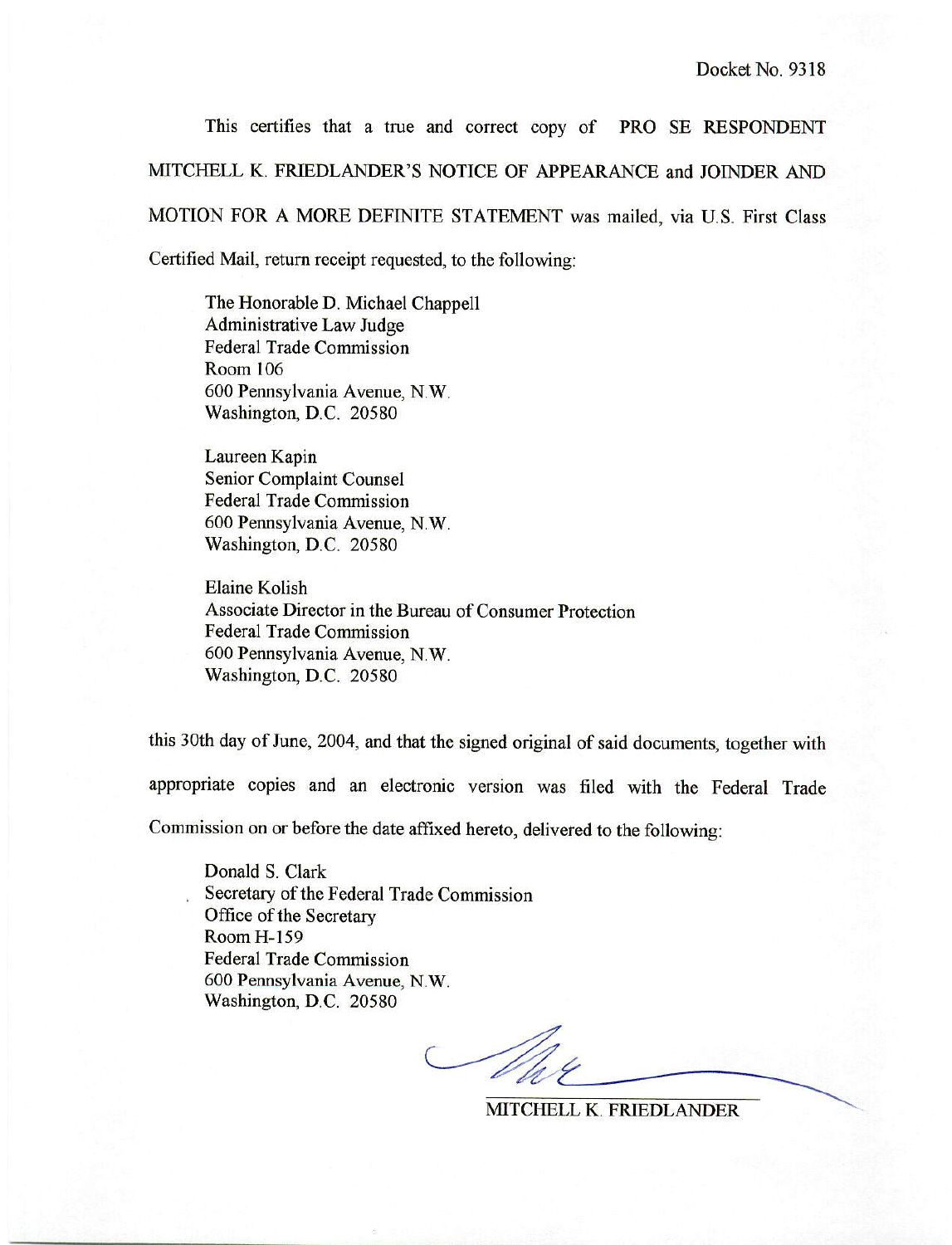Docket No. 9318

This certifies that a true and correct copy of PRO SE RESPONDENT MITCHELL K. FRIEDLANDER'S NOTICE OF APPEARANCE and JOINDER AND MOTION FOR A MORE DEFINITE STATEMENT was mailed, via U.S. First Class Certified Mail, return receipt requested, to the following:

The Honorable D. Michael Chappell
Administrative Law Judge
Federal Trade Commission
Room 106
600 Pennsylvania Avenue, N.W.
Washington, D.C. 20580

Laureen Kapin
Senior Complaint Counsel
Federal Trade Commission
600 Pennsylvania Avenue, N.W.
Washington, D.C. 20580

Elaine Kolish
Associate Director in the Bureau of Consumer Protection
Federal Trade Commission
600 Pennsylvania Avenue, N.W.
Washington, D.C. 20580

this 30th day of June, 2004, and that the signed original of said documents, together with appropriate copies and an electronic version was filed with the Federal Trade Commission on or before the date affixed hereto, delivered to the following:

Donald S. Clark
Secretary of the Federal Trade Commission
Office of the Secretary
Room H-159
Federal Trade Commission
600 Pennsylvania Avenue, N.W.
Washington, D.C. 20580

MITCHELL K. FRIEDLANDER